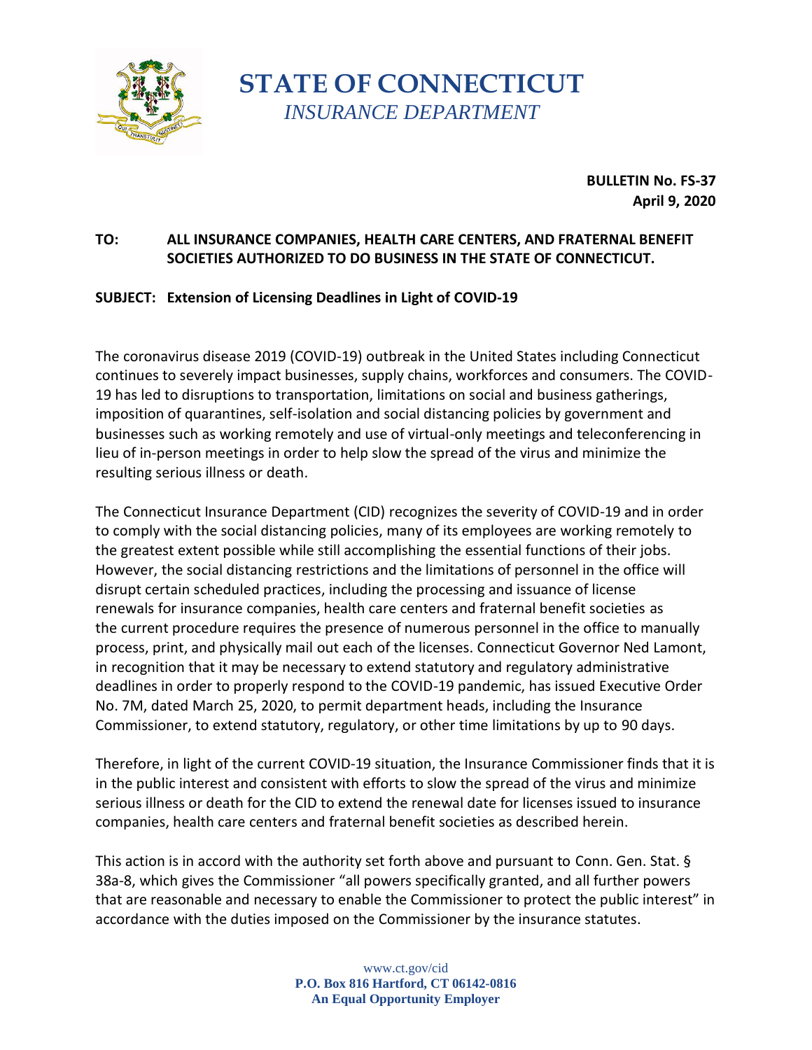# STATE OF CONNECTICUT

*INSURANCE DEPARTMENT*

**BULLETIN No. FS-37**
**April 9, 2020**

**TO: ALL INSURANCE COMPANIES, HEALTH CARE CENTERS, AND FRATERNAL BENEFIT SOCIETIES AUTHORIZED TO DO BUSINESS IN THE STATE OF CONNECTICUT.**

**SUBJECT: Extension of Licensing Deadlines in Light of COVID-19**

The coronavirus disease 2019 (COVID-19) outbreak in the United States including Connecticut continues to severely impact businesses, supply chains, workforces and consumers. The COVID-19 has led to disruptions to transportation, limitations on social and business gatherings, imposition of quarantines, self-isolation and social distancing policies by government and businesses such as working remotely and use of virtual-only meetings and teleconferencing in lieu of in-person meetings in order to help slow the spread of the virus and minimize the resulting serious illness or death.

The Connecticut Insurance Department (CID) recognizes the severity of COVID-19 and in order to comply with the social distancing policies, many of its employees are working remotely to the greatest extent possible while still accomplishing the essential functions of their jobs. However, the social distancing restrictions and the limitations of personnel in the office will disrupt certain scheduled practices, including the processing and issuance of license renewals for insurance companies, health care centers and fraternal benefit societies as the current procedure requires the presence of numerous personnel in the office to manually process, print, and physically mail out each of the licenses. Connecticut Governor Ned Lamont, in recognition that it may be necessary to extend statutory and regulatory administrative deadlines in order to properly respond to the COVID-19 pandemic, has issued Executive Order No. 7M, dated March 25, 2020, to permit department heads, including the Insurance Commissioner, to extend statutory, regulatory, or other time limitations by up to 90 days.

Therefore, in light of the current COVID-19 situation, the Insurance Commissioner finds that it is in the public interest and consistent with efforts to slow the spread of the virus and minimize serious illness or death for the CID to extend the renewal date for licenses issued to insurance companies, health care centers and fraternal benefit societies as described herein.

This action is in accord with the authority set forth above and pursuant to Conn. Gen. Stat. § 38a-8, which gives the Commissioner "all powers specifically granted, and all further powers that are reasonable and necessary to enable the Commissioner to protect the public interest" in accordance with the duties imposed on the Commissioner by the insurance statutes.

www.ct.gov/cid
**P.O. Box 816 Hartford, CT 06142-0816**
**An Equal Opportunity Employer**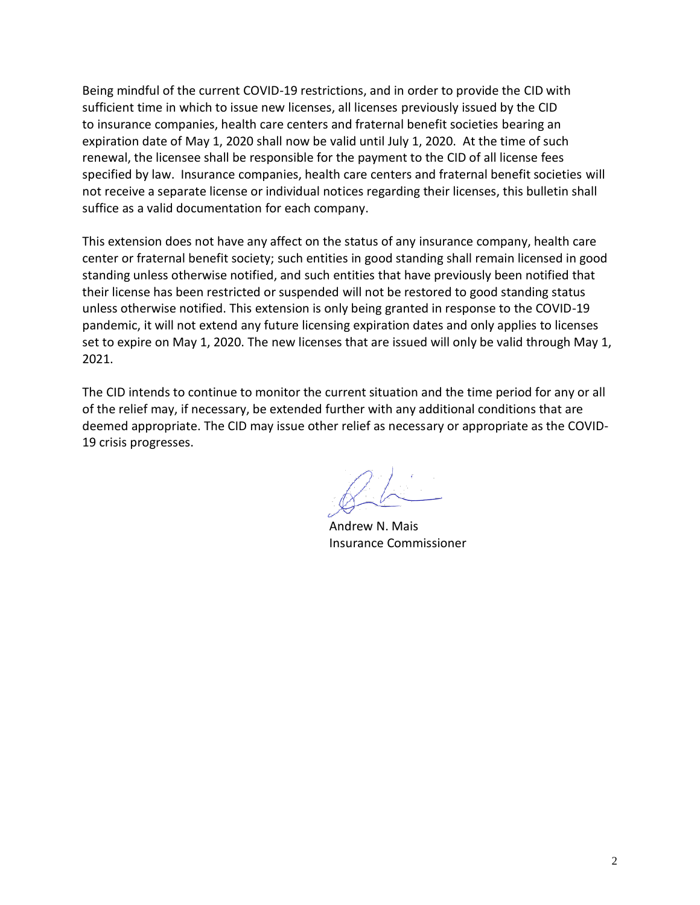Being mindful of the current COVID-19 restrictions, and in order to provide the CID with sufficient time in which to issue new licenses, all licenses previously issued by the CID to insurance companies, health care centers and fraternal benefit societies bearing an expiration date of May 1, 2020 shall now be valid until July 1, 2020. At the time of such renewal, the licensee shall be responsible for the payment to the CID of all license fees specified by law. Insurance companies, health care centers and fraternal benefit societies will not receive a separate license or individual notices regarding their licenses, this bulletin shall suffice as a valid documentation for each company.

This extension does not have any affect on the status of any insurance company, health care center or fraternal benefit society; such entities in good standing shall remain licensed in good standing unless otherwise notified, and such entities that have previously been notified that their license has been restricted or suspended will not be restored to good standing status unless otherwise notified. This extension is only being granted in response to the COVID-19 pandemic, it will not extend any future licensing expiration dates and only applies to licenses set to expire on May 1, 2020. The new licenses that are issued will only be valid through May 1, 2021.

The CID intends to continue to monitor the current situation and the time period for any or all of the relief may, if necessary, be extended further with any additional conditions that are deemed appropriate. The CID may issue other relief as necessary or appropriate as the COVID-19 crisis progresses.

Andrew N. Mais
Insurance Commissioner